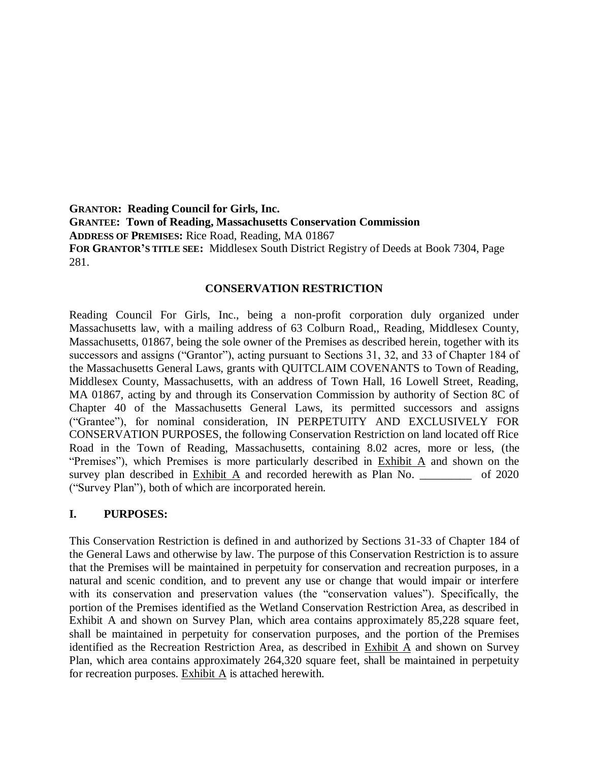**GRANTOR: Reading Council for Girls, Inc.**
**GRANTEE: Town of Reading, Massachusetts Conservation Commission**
**ADDRESS OF PREMISES:** Rice Road, Reading, MA 01867
**FOR GRANTOR'S TITLE SEE:** Middlesex South District Registry of Deeds at Book 7304, Page 281.

## CONSERVATION RESTRICTION

Reading Council For Girls, Inc., being a non-profit corporation duly organized under Massachusetts law, with a mailing address of 63 Colburn Road,, Reading, Middlesex County, Massachusetts, 01867, being the sole owner of the Premises as described herein, together with its successors and assigns ("Grantor"), acting pursuant to Sections 31, 32, and 33 of Chapter 184 of the Massachusetts General Laws, grants with QUITCLAIM COVENANTS to Town of Reading, Middlesex County, Massachusetts, with an address of Town Hall, 16 Lowell Street, Reading, MA 01867, acting by and through its Conservation Commission by authority of Section 8C of Chapter 40 of the Massachusetts General Laws, its permitted successors and assigns ("Grantee"), for nominal consideration, IN PERPETUITY AND EXCLUSIVELY FOR CONSERVATION PURPOSES, the following Conservation Restriction on land located off Rice Road in the Town of Reading, Massachusetts, containing 8.02 acres, more or less, (the "Premises"), which Premises is more particularly described in Exhibit A and shown on the survey plan described in Exhibit A and recorded herewith as Plan No. _________ of 2020 ("Survey Plan"), both of which are incorporated herein.

## I. PURPOSES:

This Conservation Restriction is defined in and authorized by Sections 31-33 of Chapter 184 of the General Laws and otherwise by law. The purpose of this Conservation Restriction is to assure that the Premises will be maintained in perpetuity for conservation and recreation purposes, in a natural and scenic condition, and to prevent any use or change that would impair or interfere with its conservation and preservation values (the "conservation values"). Specifically, the portion of the Premises identified as the Wetland Conservation Restriction Area, as described in Exhibit A and shown on Survey Plan, which area contains approximately 85,228 square feet, shall be maintained in perpetuity for conservation purposes, and the portion of the Premises identified as the Recreation Restriction Area, as described in Exhibit A and shown on Survey Plan, which area contains approximately 264,320 square feet, shall be maintained in perpetuity for recreation purposes. Exhibit A is attached herewith.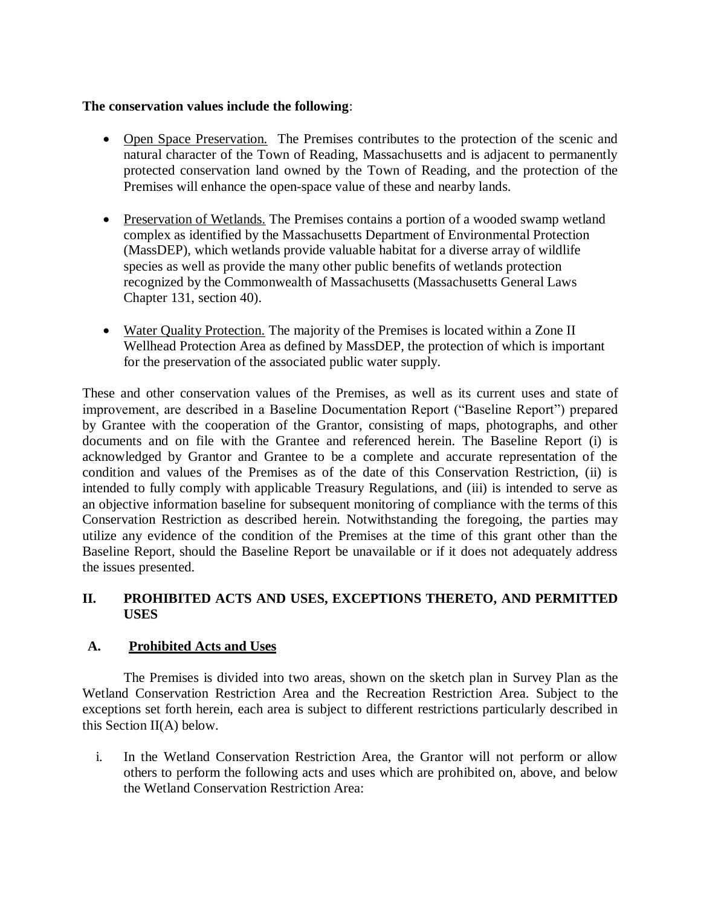**The conservation values include the following**:

- Open Space Preservation. The Premises contributes to the protection of the scenic and natural character of the Town of Reading, Massachusetts and is adjacent to permanently protected conservation land owned by the Town of Reading, and the protection of the Premises will enhance the open-space value of these and nearby lands.

- Preservation of Wetlands. The Premises contains a portion of a wooded swamp wetland complex as identified by the Massachusetts Department of Environmental Protection (MassDEP), which wetlands provide valuable habitat for a diverse array of wildlife species as well as provide the many other public benefits of wetlands protection recognized by the Commonwealth of Massachusetts (Massachusetts General Laws Chapter 131, section 40).

- Water Quality Protection. The majority of the Premises is located within a Zone II Wellhead Protection Area as defined by MassDEP, the protection of which is important for the preservation of the associated public water supply.

These and other conservation values of the Premises, as well as its current uses and state of improvement, are described in a Baseline Documentation Report ("Baseline Report") prepared by Grantee with the cooperation of the Grantor, consisting of maps, photographs, and other documents and on file with the Grantee and referenced herein. The Baseline Report (i) is acknowledged by Grantor and Grantee to be a complete and accurate representation of the condition and values of the Premises as of the date of this Conservation Restriction, (ii) is intended to fully comply with applicable Treasury Regulations, and (iii) is intended to serve as an objective information baseline for subsequent monitoring of compliance with the terms of this Conservation Restriction as described herein. Notwithstanding the foregoing, the parties may utilize any evidence of the condition of the Premises at the time of this grant other than the Baseline Report, should the Baseline Report be unavailable or if it does not adequately address the issues presented.

## II. PROHIBITED ACTS AND USES, EXCEPTIONS THERETO, AND PERMITTED USES

### A. Prohibited Acts and Uses

The Premises is divided into two areas, shown on the sketch plan in Survey Plan as the Wetland Conservation Restriction Area and the Recreation Restriction Area. Subject to the exceptions set forth herein, each area is subject to different restrictions particularly described in this Section II(A) below.

i. In the Wetland Conservation Restriction Area, the Grantor will not perform or allow others to perform the following acts and uses which are prohibited on, above, and below the Wetland Conservation Restriction Area: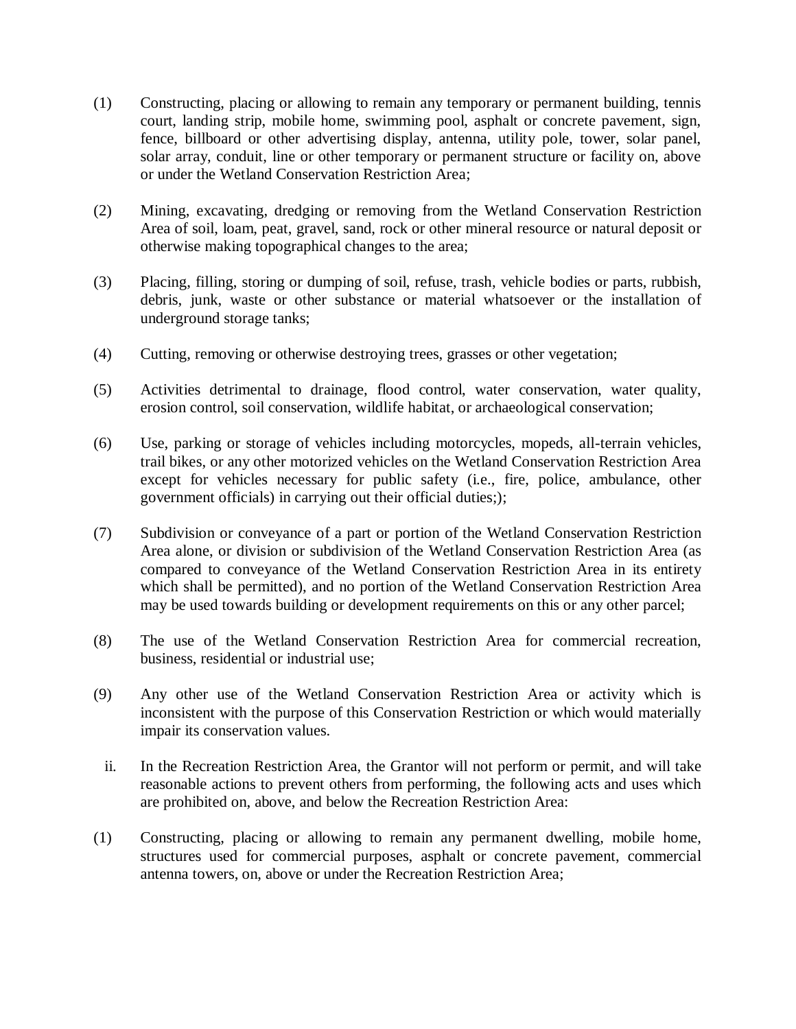(1) Constructing, placing or allowing to remain any temporary or permanent building, tennis court, landing strip, mobile home, swimming pool, asphalt or concrete pavement, sign, fence, billboard or other advertising display, antenna, utility pole, tower, solar panel, solar array, conduit, line or other temporary or permanent structure or facility on, above or under the Wetland Conservation Restriction Area;

(2) Mining, excavating, dredging or removing from the Wetland Conservation Restriction Area of soil, loam, peat, gravel, sand, rock or other mineral resource or natural deposit or otherwise making topographical changes to the area;

(3) Placing, filling, storing or dumping of soil, refuse, trash, vehicle bodies or parts, rubbish, debris, junk, waste or other substance or material whatsoever or the installation of underground storage tanks;

(4) Cutting, removing or otherwise destroying trees, grasses or other vegetation;

(5) Activities detrimental to drainage, flood control, water conservation, water quality, erosion control, soil conservation, wildlife habitat, or archaeological conservation;

(6) Use, parking or storage of vehicles including motorcycles, mopeds, all-terrain vehicles, trail bikes, or any other motorized vehicles on the Wetland Conservation Restriction Area except for vehicles necessary for public safety (i.e., fire, police, ambulance, other government officials) in carrying out their official duties;);

(7) Subdivision or conveyance of a part or portion of the Wetland Conservation Restriction Area alone, or division or subdivision of the Wetland Conservation Restriction Area (as compared to conveyance of the Wetland Conservation Restriction Area in its entirety which shall be permitted), and no portion of the Wetland Conservation Restriction Area may be used towards building or development requirements on this or any other parcel;

(8) The use of the Wetland Conservation Restriction Area for commercial recreation, business, residential or industrial use;

(9) Any other use of the Wetland Conservation Restriction Area or activity which is inconsistent with the purpose of this Conservation Restriction or which would materially impair its conservation values.

ii. In the Recreation Restriction Area, the Grantor will not perform or permit, and will take reasonable actions to prevent others from performing, the following acts and uses which are prohibited on, above, and below the Recreation Restriction Area:

(1) Constructing, placing or allowing to remain any permanent dwelling, mobile home, structures used for commercial purposes, asphalt or concrete pavement, commercial antenna towers, on, above or under the Recreation Restriction Area;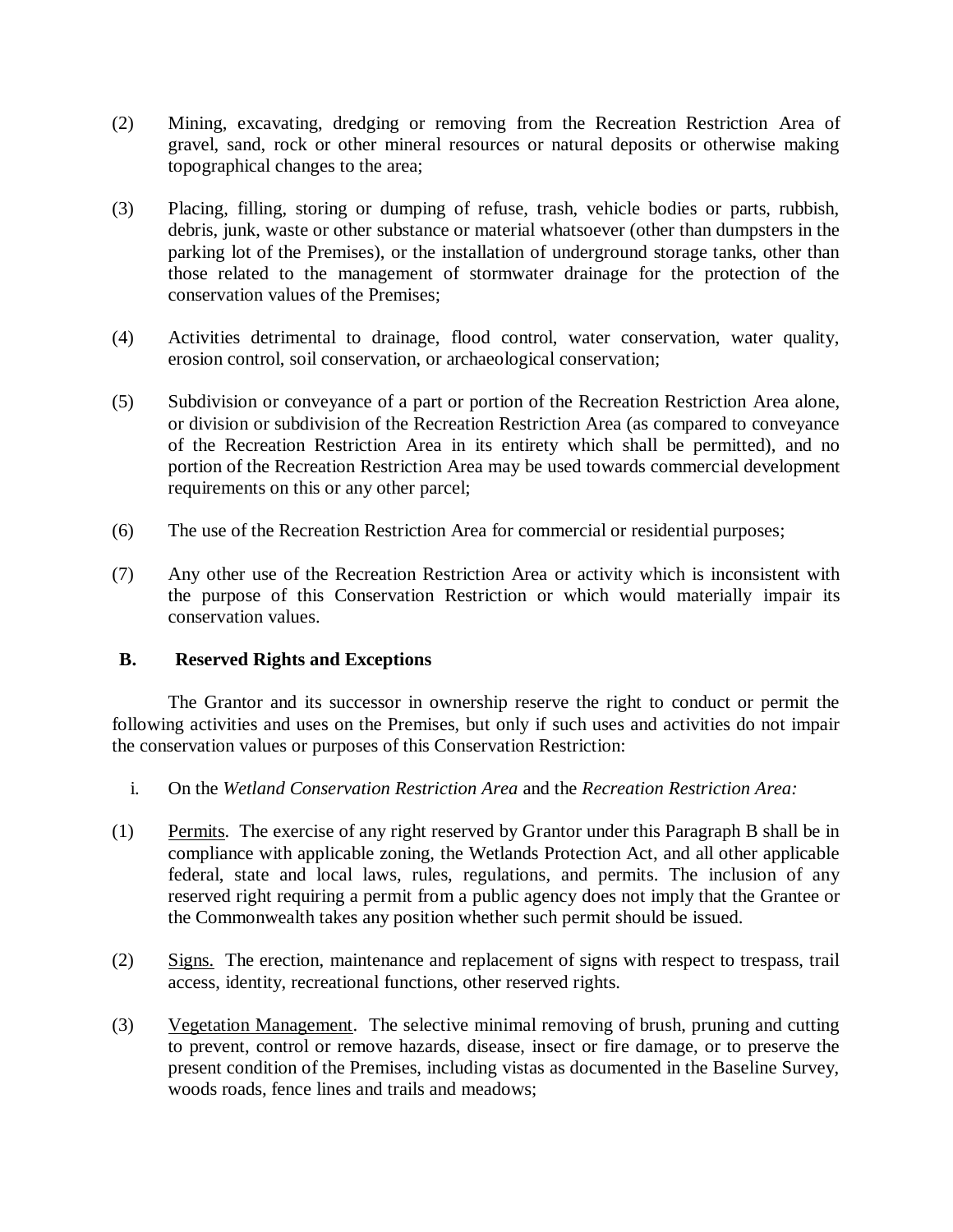(2) Mining, excavating, dredging or removing from the Recreation Restriction Area of gravel, sand, rock or other mineral resources or natural deposits or otherwise making topographical changes to the area;

(3) Placing, filling, storing or dumping of refuse, trash, vehicle bodies or parts, rubbish, debris, junk, waste or other substance or material whatsoever (other than dumpsters in the parking lot of the Premises), or the installation of underground storage tanks, other than those related to the management of stormwater drainage for the protection of the conservation values of the Premises;

(4) Activities detrimental to drainage, flood control, water conservation, water quality, erosion control, soil conservation, or archaeological conservation;

(5) Subdivision or conveyance of a part or portion of the Recreation Restriction Area alone, or division or subdivision of the Recreation Restriction Area (as compared to conveyance of the Recreation Restriction Area in its entirety which shall be permitted), and no portion of the Recreation Restriction Area may be used towards commercial development requirements on this or any other parcel;

(6) The use of the Recreation Restriction Area for commercial or residential purposes;

(7) Any other use of the Recreation Restriction Area or activity which is inconsistent with the purpose of this Conservation Restriction or which would materially impair its conservation values.

**B. Reserved Rights and Exceptions**

The Grantor and its successor in ownership reserve the right to conduct or permit the following activities and uses on the Premises, but only if such uses and activities do not impair the conservation values or purposes of this Conservation Restriction:

i. On the *Wetland Conservation Restriction Area* and the *Recreation Restriction Area:*

(1) Permits. The exercise of any right reserved by Grantor under this Paragraph B shall be in compliance with applicable zoning, the Wetlands Protection Act, and all other applicable federal, state and local laws, rules, regulations, and permits. The inclusion of any reserved right requiring a permit from a public agency does not imply that the Grantee or the Commonwealth takes any position whether such permit should be issued.

(2) Signs. The erection, maintenance and replacement of signs with respect to trespass, trail access, identity, recreational functions, other reserved rights.

(3) Vegetation Management. The selective minimal removing of brush, pruning and cutting to prevent, control or remove hazards, disease, insect or fire damage, or to preserve the present condition of the Premises, including vistas as documented in the Baseline Survey, woods roads, fence lines and trails and meadows;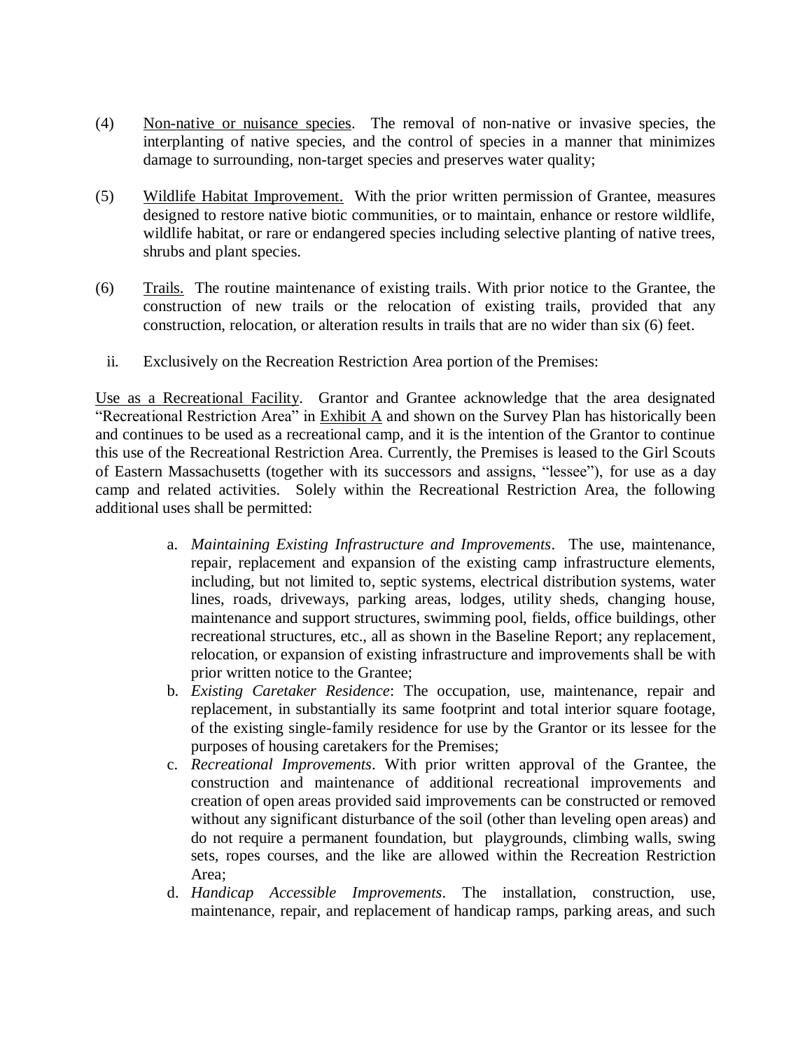(4) Non-native or nuisance species. The removal of non-native or invasive species, the interplanting of native species, and the control of species in a manner that minimizes damage to surrounding, non-target species and preserves water quality;

(5) Wildlife Habitat Improvement. With the prior written permission of Grantee, measures designed to restore native biotic communities, or to maintain, enhance or restore wildlife, wildlife habitat, or rare or endangered species including selective planting of native trees, shrubs and plant species.

(6) Trails. The routine maintenance of existing trails. With prior notice to the Grantee, the construction of new trails or the relocation of existing trails, provided that any construction, relocation, or alteration results in trails that are no wider than six (6) feet.

ii. Exclusively on the Recreation Restriction Area portion of the Premises:

Use as a Recreational Facility. Grantor and Grantee acknowledge that the area designated "Recreational Restriction Area" in Exhibit A and shown on the Survey Plan has historically been and continues to be used as a recreational camp, and it is the intention of the Grantor to continue this use of the Recreational Restriction Area. Currently, the Premises is leased to the Girl Scouts of Eastern Massachusetts (together with its successors and assigns, "lessee"), for use as a day camp and related activities. Solely within the Recreational Restriction Area, the following additional uses shall be permitted:

a. *Maintaining Existing Infrastructure and Improvements*. The use, maintenance, repair, replacement and expansion of the existing camp infrastructure elements, including, but not limited to, septic systems, electrical distribution systems, water lines, roads, driveways, parking areas, lodges, utility sheds, changing house, maintenance and support structures, swimming pool, fields, office buildings, other recreational structures, etc., all as shown in the Baseline Report; any replacement, relocation, or expansion of existing infrastructure and improvements shall be with prior written notice to the Grantee;
b. *Existing Caretaker Residence*: The occupation, use, maintenance, repair and replacement, in substantially its same footprint and total interior square footage, of the existing single-family residence for use by the Grantor or its lessee for the purposes of housing caretakers for the Premises;
c. *Recreational Improvements*. With prior written approval of the Grantee, the construction and maintenance of additional recreational improvements and creation of open areas provided said improvements can be constructed or removed without any significant disturbance of the soil (other than leveling open areas) and do not require a permanent foundation, but playgrounds, climbing walls, swing sets, ropes courses, and the like are allowed within the Recreation Restriction Area;
d. *Handicap Accessible Improvements*. The installation, construction, use, maintenance, repair, and replacement of handicap ramps, parking areas, and such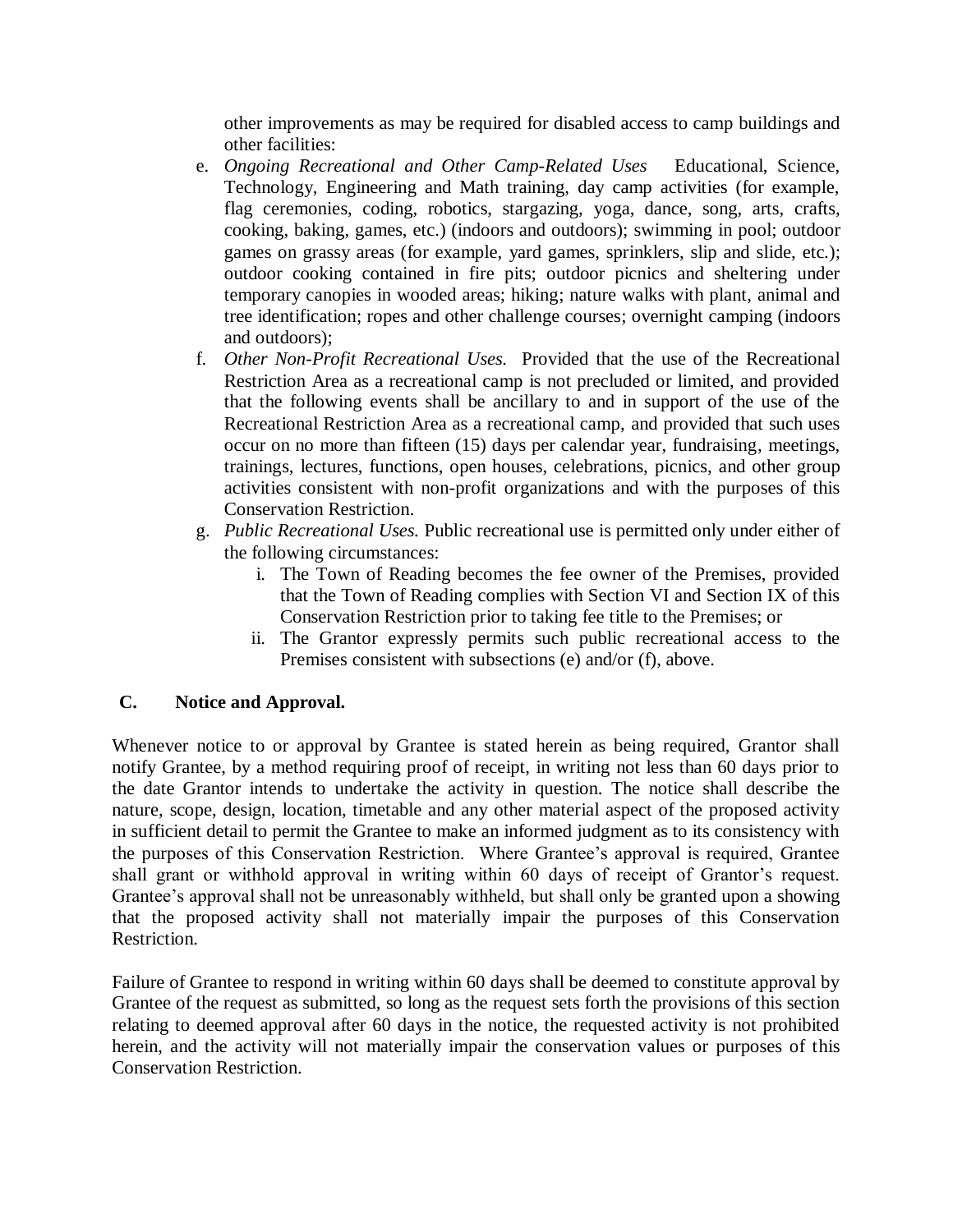other improvements as may be required for disabled access to camp buildings and other facilities:

e. *Ongoing Recreational and Other Camp-Related Uses* Educational, Science, Technology, Engineering and Math training, day camp activities (for example, flag ceremonies, coding, robotics, stargazing, yoga, dance, song, arts, crafts, cooking, baking, games, etc.) (indoors and outdoors); swimming in pool; outdoor games on grassy areas (for example, yard games, sprinklers, slip and slide, etc.); outdoor cooking contained in fire pits; outdoor picnics and sheltering under temporary canopies in wooded areas; hiking; nature walks with plant, animal and tree identification; ropes and other challenge courses; overnight camping (indoors and outdoors);
f. *Other Non-Profit Recreational Uses.* Provided that the use of the Recreational Restriction Area as a recreational camp is not precluded or limited, and provided that the following events shall be ancillary to and in support of the use of the Recreational Restriction Area as a recreational camp, and provided that such uses occur on no more than fifteen (15) days per calendar year, fundraising, meetings, trainings, lectures, functions, open houses, celebrations, picnics, and other group activities consistent with non-profit organizations and with the purposes of this Conservation Restriction.
g. *Public Recreational Uses.* Public recreational use is permitted only under either of the following circumstances:
    i. The Town of Reading becomes the fee owner of the Premises, provided that the Town of Reading complies with Section VI and Section IX of this Conservation Restriction prior to taking fee title to the Premises; or
    ii. The Grantor expressly permits such public recreational access to the Premises consistent with subsections (e) and/or (f), above.

### C. Notice and Approval.

Whenever notice to or approval by Grantee is stated herein as being required, Grantor shall notify Grantee, by a method requiring proof of receipt, in writing not less than 60 days prior to the date Grantor intends to undertake the activity in question. The notice shall describe the nature, scope, design, location, timetable and any other material aspect of the proposed activity in sufficient detail to permit the Grantee to make an informed judgment as to its consistency with the purposes of this Conservation Restriction. Where Grantee's approval is required, Grantee shall grant or withhold approval in writing within 60 days of receipt of Grantor's request. Grantee's approval shall not be unreasonably withheld, but shall only be granted upon a showing that the proposed activity shall not materially impair the purposes of this Conservation Restriction.

Failure of Grantee to respond in writing within 60 days shall be deemed to constitute approval by Grantee of the request as submitted, so long as the request sets forth the provisions of this section relating to deemed approval after 60 days in the notice, the requested activity is not prohibited herein, and the activity will not materially impair the conservation values or purposes of this Conservation Restriction.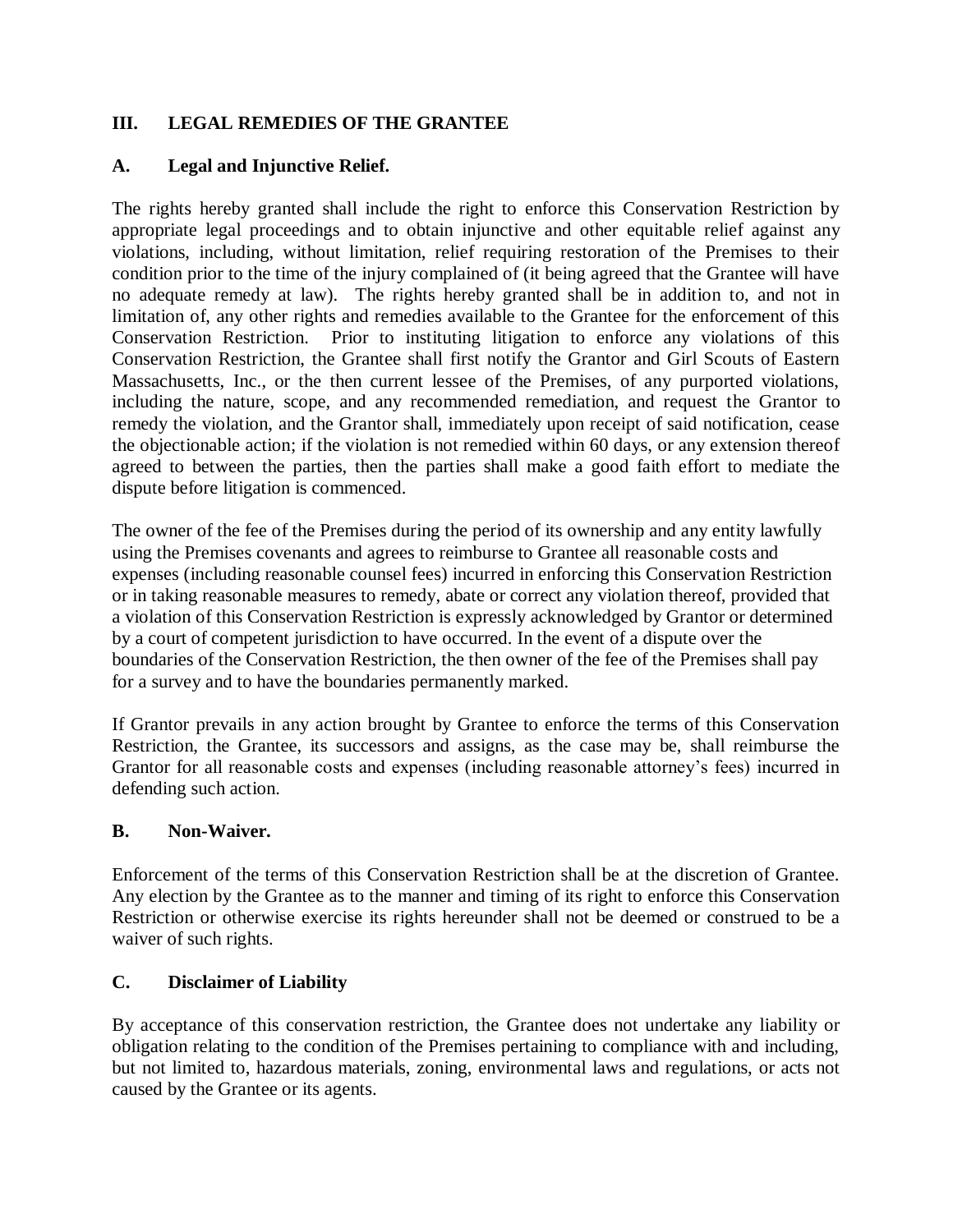## III. LEGAL REMEDIES OF THE GRANTEE

### A. Legal and Injunctive Relief.

The rights hereby granted shall include the right to enforce this Conservation Restriction by appropriate legal proceedings and to obtain injunctive and other equitable relief against any violations, including, without limitation, relief requiring restoration of the Premises to their condition prior to the time of the injury complained of (it being agreed that the Grantee will have no adequate remedy at law). The rights hereby granted shall be in addition to, and not in limitation of, any other rights and remedies available to the Grantee for the enforcement of this Conservation Restriction. Prior to instituting litigation to enforce any violations of this Conservation Restriction, the Grantee shall first notify the Grantor and Girl Scouts of Eastern Massachusetts, Inc., or the then current lessee of the Premises, of any purported violations, including the nature, scope, and any recommended remediation, and request the Grantor to remedy the violation, and the Grantor shall, immediately upon receipt of said notification, cease the objectionable action; if the violation is not remedied within 60 days, or any extension thereof agreed to between the parties, then the parties shall make a good faith effort to mediate the dispute before litigation is commenced.

The owner of the fee of the Premises during the period of its ownership and any entity lawfully using the Premises covenants and agrees to reimburse to Grantee all reasonable costs and expenses (including reasonable counsel fees) incurred in enforcing this Conservation Restriction or in taking reasonable measures to remedy, abate or correct any violation thereof, provided that a violation of this Conservation Restriction is expressly acknowledged by Grantor or determined by a court of competent jurisdiction to have occurred. In the event of a dispute over the boundaries of the Conservation Restriction, the then owner of the fee of the Premises shall pay for a survey and to have the boundaries permanently marked.

If Grantor prevails in any action brought by Grantee to enforce the terms of this Conservation Restriction, the Grantee, its successors and assigns, as the case may be, shall reimburse the Grantor for all reasonable costs and expenses (including reasonable attorney's fees) incurred in defending such action.

### B. Non-Waiver.

Enforcement of the terms of this Conservation Restriction shall be at the discretion of Grantee. Any election by the Grantee as to the manner and timing of its right to enforce this Conservation Restriction or otherwise exercise its rights hereunder shall not be deemed or construed to be a waiver of such rights.

### C. Disclaimer of Liability

By acceptance of this conservation restriction, the Grantee does not undertake any liability or obligation relating to the condition of the Premises pertaining to compliance with and including, but not limited to, hazardous materials, zoning, environmental laws and regulations, or acts not caused by the Grantee or its agents.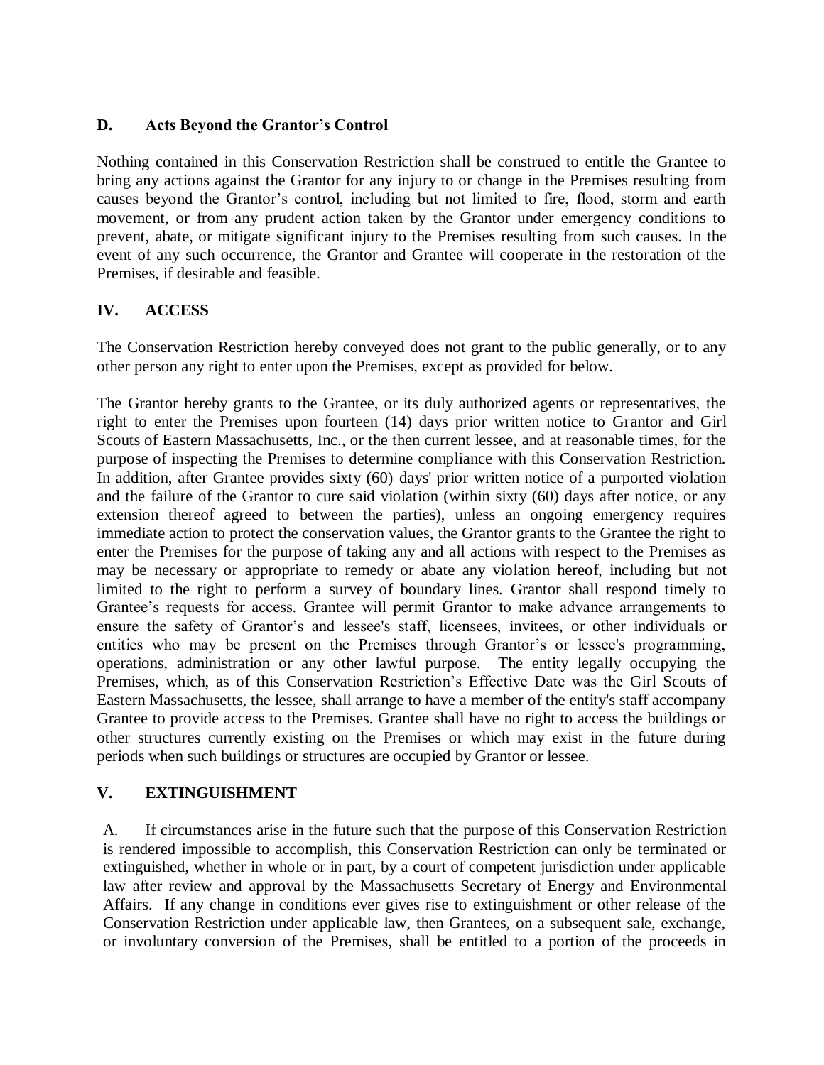### D. Acts Beyond the Grantor's Control

Nothing contained in this Conservation Restriction shall be construed to entitle the Grantee to bring any actions against the Grantor for any injury to or change in the Premises resulting from causes beyond the Grantor's control, including but not limited to fire, flood, storm and earth movement, or from any prudent action taken by the Grantor under emergency conditions to prevent, abate, or mitigate significant injury to the Premises resulting from such causes. In the event of any such occurrence, the Grantor and Grantee will cooperate in the restoration of the Premises, if desirable and feasible.

## IV. ACCESS

The Conservation Restriction hereby conveyed does not grant to the public generally, or to any other person any right to enter upon the Premises, except as provided for below.

The Grantor hereby grants to the Grantee, or its duly authorized agents or representatives, the right to enter the Premises upon fourteen (14) days prior written notice to Grantor and Girl Scouts of Eastern Massachusetts, Inc., or the then current lessee, and at reasonable times, for the purpose of inspecting the Premises to determine compliance with this Conservation Restriction. In addition, after Grantee provides sixty (60) days' prior written notice of a purported violation and the failure of the Grantor to cure said violation (within sixty (60) days after notice, or any extension thereof agreed to between the parties), unless an ongoing emergency requires immediate action to protect the conservation values, the Grantor grants to the Grantee the right to enter the Premises for the purpose of taking any and all actions with respect to the Premises as may be necessary or appropriate to remedy or abate any violation hereof, including but not limited to the right to perform a survey of boundary lines. Grantor shall respond timely to Grantee's requests for access. Grantee will permit Grantor to make advance arrangements to ensure the safety of Grantor's and lessee's staff, licensees, invitees, or other individuals or entities who may be present on the Premises through Grantor's or lessee's programming, operations, administration or any other lawful purpose. The entity legally occupying the Premises, which, as of this Conservation Restriction's Effective Date was the Girl Scouts of Eastern Massachusetts, the lessee, shall arrange to have a member of the entity's staff accompany Grantee to provide access to the Premises. Grantee shall have no right to access the buildings or other structures currently existing on the Premises or which may exist in the future during periods when such buildings or structures are occupied by Grantor or lessee.

## V. EXTINGUISHMENT

A. If circumstances arise in the future such that the purpose of this Conservation Restriction is rendered impossible to accomplish, this Conservation Restriction can only be terminated or extinguished, whether in whole or in part, by a court of competent jurisdiction under applicable law after review and approval by the Massachusetts Secretary of Energy and Environmental Affairs. If any change in conditions ever gives rise to extinguishment or other release of the Conservation Restriction under applicable law, then Grantees, on a subsequent sale, exchange, or involuntary conversion of the Premises, shall be entitled to a portion of the proceeds in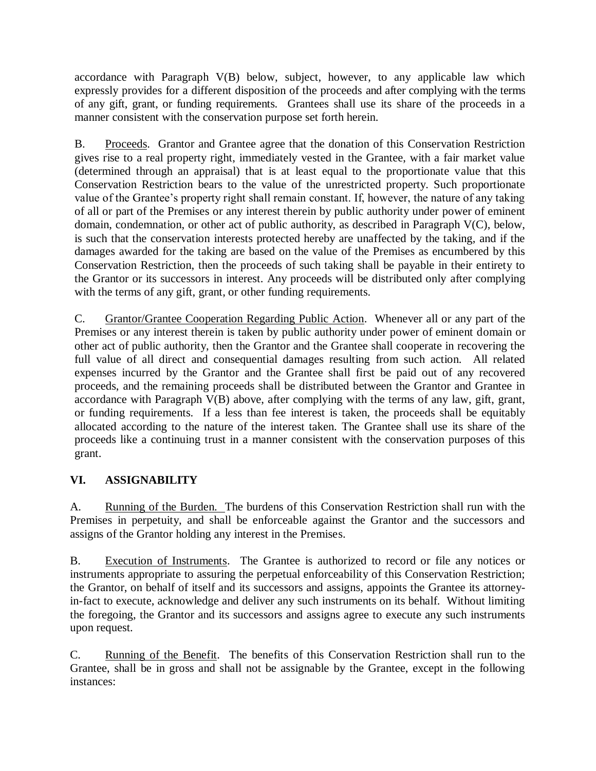accordance with Paragraph V(B) below, subject, however, to any applicable law which expressly provides for a different disposition of the proceeds and after complying with the terms of any gift, grant, or funding requirements. Grantees shall use its share of the proceeds in a manner consistent with the conservation purpose set forth herein.

B. Proceeds. Grantor and Grantee agree that the donation of this Conservation Restriction gives rise to a real property right, immediately vested in the Grantee, with a fair market value (determined through an appraisal) that is at least equal to the proportionate value that this Conservation Restriction bears to the value of the unrestricted property. Such proportionate value of the Grantee's property right shall remain constant. If, however, the nature of any taking of all or part of the Premises or any interest therein by public authority under power of eminent domain, condemnation, or other act of public authority, as described in Paragraph V(C), below, is such that the conservation interests protected hereby are unaffected by the taking, and if the damages awarded for the taking are based on the value of the Premises as encumbered by this Conservation Restriction, then the proceeds of such taking shall be payable in their entirety to the Grantor or its successors in interest. Any proceeds will be distributed only after complying with the terms of any gift, grant, or other funding requirements.

C. Grantor/Grantee Cooperation Regarding Public Action. Whenever all or any part of the Premises or any interest therein is taken by public authority under power of eminent domain or other act of public authority, then the Grantor and the Grantee shall cooperate in recovering the full value of all direct and consequential damages resulting from such action. All related expenses incurred by the Grantor and the Grantee shall first be paid out of any recovered proceeds, and the remaining proceeds shall be distributed between the Grantor and Grantee in accordance with Paragraph V(B) above, after complying with the terms of any law, gift, grant, or funding requirements. If a less than fee interest is taken, the proceeds shall be equitably allocated according to the nature of the interest taken. The Grantee shall use its share of the proceeds like a continuing trust in a manner consistent with the conservation purposes of this grant.

## VI. ASSIGNABILITY

A. Running of the Burden. The burdens of this Conservation Restriction shall run with the Premises in perpetuity, and shall be enforceable against the Grantor and the successors and assigns of the Grantor holding any interest in the Premises.

B. Execution of Instruments. The Grantee is authorized to record or file any notices or instruments appropriate to assuring the perpetual enforceability of this Conservation Restriction; the Grantor, on behalf of itself and its successors and assigns, appoints the Grantee its attorney-in-fact to execute, acknowledge and deliver any such instruments on its behalf. Without limiting the foregoing, the Grantor and its successors and assigns agree to execute any such instruments upon request.

C. Running of the Benefit. The benefits of this Conservation Restriction shall run to the Grantee, shall be in gross and shall not be assignable by the Grantee, except in the following instances: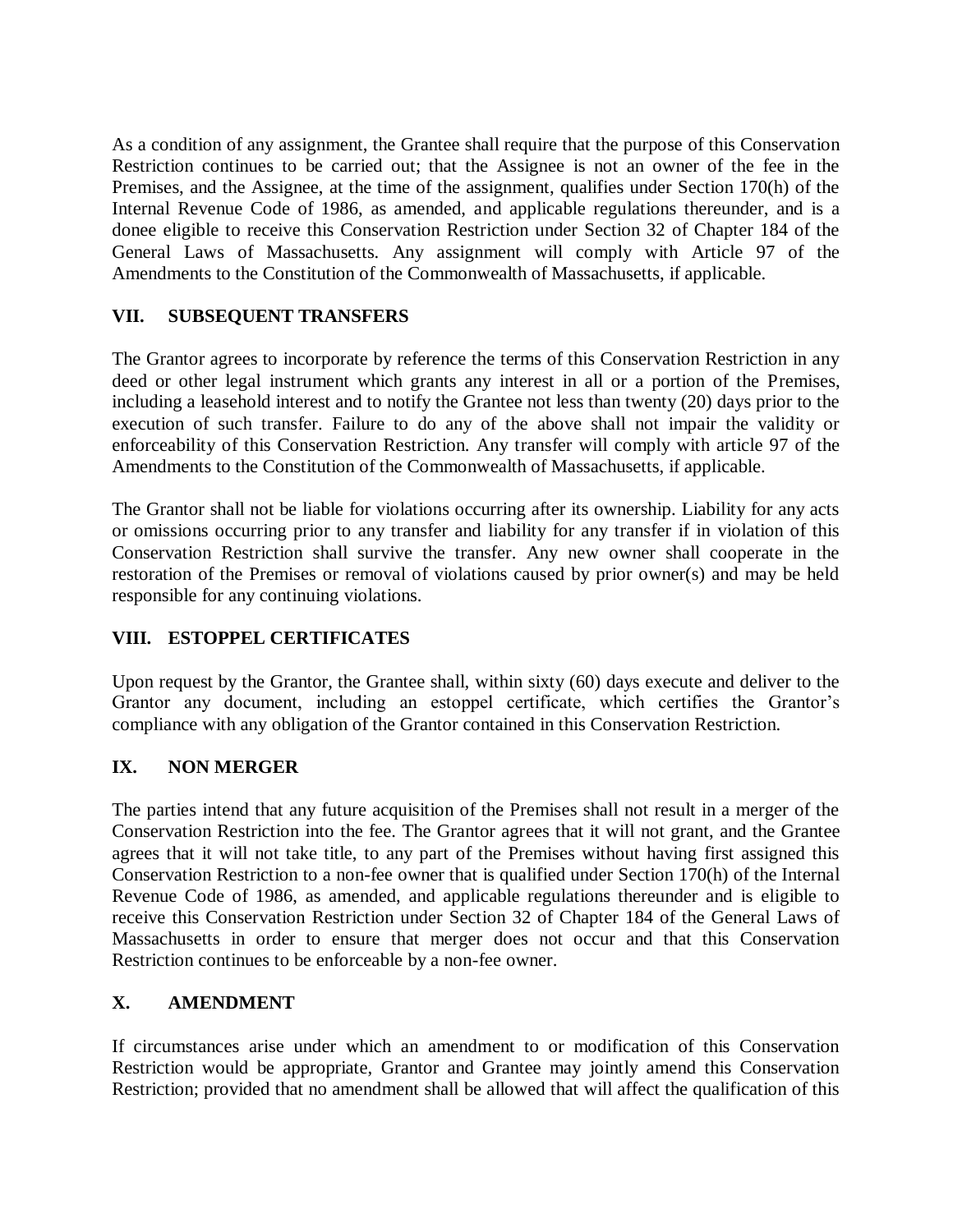As a condition of any assignment, the Grantee shall require that the purpose of this Conservation Restriction continues to be carried out; that the Assignee is not an owner of the fee in the Premises, and the Assignee, at the time of the assignment, qualifies under Section 170(h) of the Internal Revenue Code of 1986, as amended, and applicable regulations thereunder, and is a donee eligible to receive this Conservation Restriction under Section 32 of Chapter 184 of the General Laws of Massachusetts. Any assignment will comply with Article 97 of the Amendments to the Constitution of the Commonwealth of Massachusetts, if applicable.

## VII. SUBSEQUENT TRANSFERS

The Grantor agrees to incorporate by reference the terms of this Conservation Restriction in any deed or other legal instrument which grants any interest in all or a portion of the Premises, including a leasehold interest and to notify the Grantee not less than twenty (20) days prior to the execution of such transfer. Failure to do any of the above shall not impair the validity or enforceability of this Conservation Restriction. Any transfer will comply with article 97 of the Amendments to the Constitution of the Commonwealth of Massachusetts, if applicable.

The Grantor shall not be liable for violations occurring after its ownership. Liability for any acts or omissions occurring prior to any transfer and liability for any transfer if in violation of this Conservation Restriction shall survive the transfer. Any new owner shall cooperate in the restoration of the Premises or removal of violations caused by prior owner(s) and may be held responsible for any continuing violations.

## VIII. ESTOPPEL CERTIFICATES

Upon request by the Grantor, the Grantee shall, within sixty (60) days execute and deliver to the Grantor any document, including an estoppel certificate, which certifies the Grantor's compliance with any obligation of the Grantor contained in this Conservation Restriction.

## IX. NON MERGER

The parties intend that any future acquisition of the Premises shall not result in a merger of the Conservation Restriction into the fee. The Grantor agrees that it will not grant, and the Grantee agrees that it will not take title, to any part of the Premises without having first assigned this Conservation Restriction to a non-fee owner that is qualified under Section 170(h) of the Internal Revenue Code of 1986, as amended, and applicable regulations thereunder and is eligible to receive this Conservation Restriction under Section 32 of Chapter 184 of the General Laws of Massachusetts in order to ensure that merger does not occur and that this Conservation Restriction continues to be enforceable by a non-fee owner.

## X. AMENDMENT

If circumstances arise under which an amendment to or modification of this Conservation Restriction would be appropriate, Grantor and Grantee may jointly amend this Conservation Restriction; provided that no amendment shall be allowed that will affect the qualification of this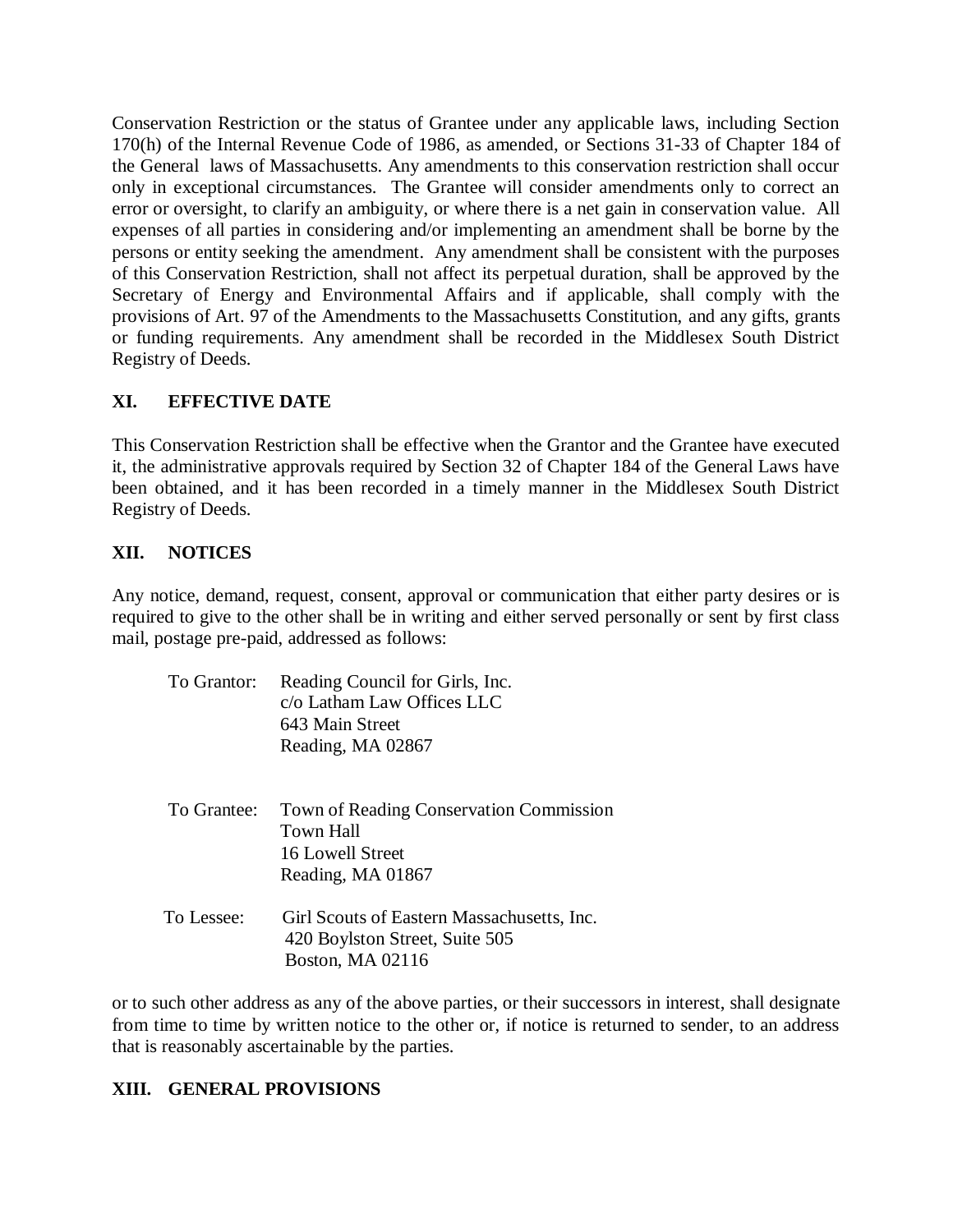Conservation Restriction or the status of Grantee under any applicable laws, including Section 170(h) of the Internal Revenue Code of 1986, as amended, or Sections 31-33 of Chapter 184 of the General laws of Massachusetts. Any amendments to this conservation restriction shall occur only in exceptional circumstances. The Grantee will consider amendments only to correct an error or oversight, to clarify an ambiguity, or where there is a net gain in conservation value. All expenses of all parties in considering and/or implementing an amendment shall be borne by the persons or entity seeking the amendment. Any amendment shall be consistent with the purposes of this Conservation Restriction, shall not affect its perpetual duration, shall be approved by the Secretary of Energy and Environmental Affairs and if applicable, shall comply with the provisions of Art. 97 of the Amendments to the Massachusetts Constitution, and any gifts, grants or funding requirements. Any amendment shall be recorded in the Middlesex South District Registry of Deeds.

## XI. EFFECTIVE DATE

This Conservation Restriction shall be effective when the Grantor and the Grantee have executed it, the administrative approvals required by Section 32 of Chapter 184 of the General Laws have been obtained, and it has been recorded in a timely manner in the Middlesex South District Registry of Deeds.

## XII. NOTICES

Any notice, demand, request, consent, approval or communication that either party desires or is required to give to the other shall be in writing and either served personally or sent by first class mail, postage pre-paid, addressed as follows:

To Grantor: Reading Council for Girls, Inc.
c/o Latham Law Offices LLC
643 Main Street
Reading, MA 02867

To Grantee: Town of Reading Conservation Commission
Town Hall
16 Lowell Street
Reading, MA 01867

To Lessee: Girl Scouts of Eastern Massachusetts, Inc.
420 Boylston Street, Suite 505
Boston, MA 02116

or to such other address as any of the above parties, or their successors in interest, shall designate from time to time by written notice to the other or, if notice is returned to sender, to an address that is reasonably ascertainable by the parties.

## XIII. GENERAL PROVISIONS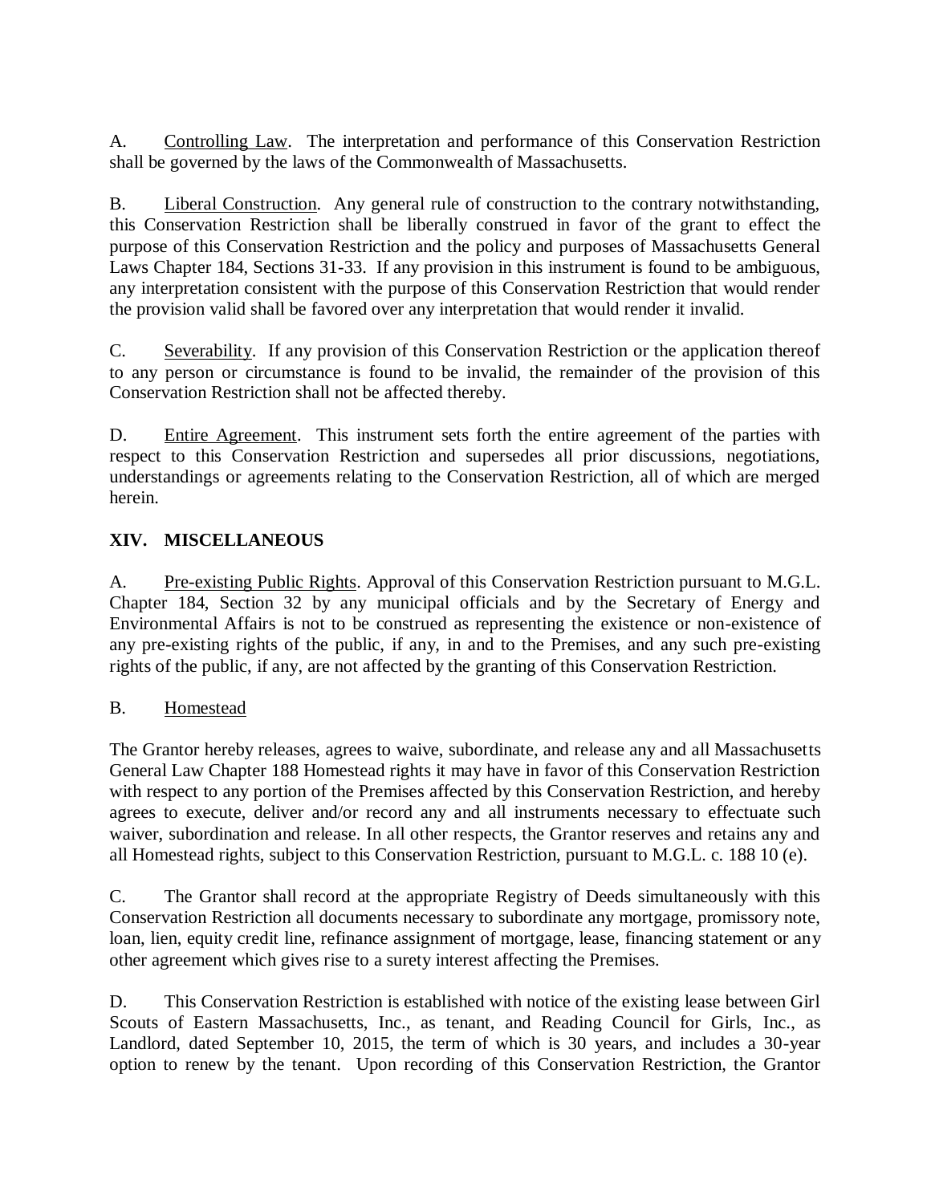A. <u>Controlling Law</u>. The interpretation and performance of this Conservation Restriction shall be governed by the laws of the Commonwealth of Massachusetts.

B. <u>Liberal Construction</u>. Any general rule of construction to the contrary notwithstanding, this Conservation Restriction shall be liberally construed in favor of the grant to effect the purpose of this Conservation Restriction and the policy and purposes of Massachusetts General Laws Chapter 184, Sections 31-33. If any provision in this instrument is found to be ambiguous, any interpretation consistent with the purpose of this Conservation Restriction that would render the provision valid shall be favored over any interpretation that would render it invalid.

C. <u>Severability</u>. If any provision of this Conservation Restriction or the application thereof to any person or circumstance is found to be invalid, the remainder of the provision of this Conservation Restriction shall not be affected thereby.

D. <u>Entire Agreement</u>. This instrument sets forth the entire agreement of the parties with respect to this Conservation Restriction and supersedes all prior discussions, negotiations, understandings or agreements relating to the Conservation Restriction, all of which are merged herein.

## XIV. MISCELLANEOUS

A. <u>Pre-existing Public Rights</u>. Approval of this Conservation Restriction pursuant to M.G.L. Chapter 184, Section 32 by any municipal officials and by the Secretary of Energy and Environmental Affairs is not to be construed as representing the existence or non-existence of any pre-existing rights of the public, if any, in and to the Premises, and any such pre-existing rights of the public, if any, are not affected by the granting of this Conservation Restriction.

B. <u>Homestead</u>

The Grantor hereby releases, agrees to waive, subordinate, and release any and all Massachusetts General Law Chapter 188 Homestead rights it may have in favor of this Conservation Restriction with respect to any portion of the Premises affected by this Conservation Restriction, and hereby agrees to execute, deliver and/or record any and all instruments necessary to effectuate such waiver, subordination and release. In all other respects, the Grantor reserves and retains any and all Homestead rights, subject to this Conservation Restriction, pursuant to M.G.L. c. 188 10 (e).

C. The Grantor shall record at the appropriate Registry of Deeds simultaneously with this Conservation Restriction all documents necessary to subordinate any mortgage, promissory note, loan, lien, equity credit line, refinance assignment of mortgage, lease, financing statement or any other agreement which gives rise to a surety interest affecting the Premises.

D. This Conservation Restriction is established with notice of the existing lease between Girl Scouts of Eastern Massachusetts, Inc., as tenant, and Reading Council for Girls, Inc., as Landlord, dated September 10, 2015, the term of which is 30 years, and includes a 30-year option to renew by the tenant. Upon recording of this Conservation Restriction, the Grantor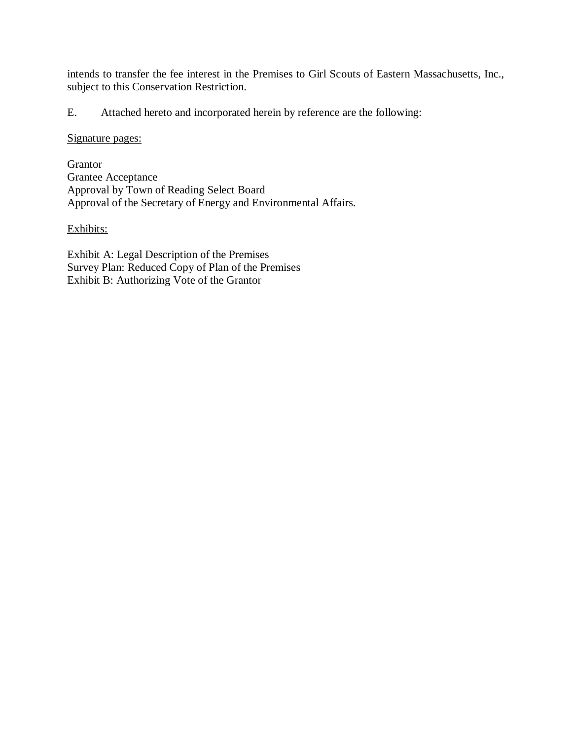intends to transfer the fee interest in the Premises to Girl Scouts of Eastern Massachusetts, Inc., subject to this Conservation Restriction.

E. Attached hereto and incorporated herein by reference are the following:

<u>Signature pages:</u>

Grantor
Grantee Acceptance
Approval by Town of Reading Select Board
Approval of the Secretary of Energy and Environmental Affairs.

<u>Exhibits:</u>

Exhibit A: Legal Description of the Premises
Survey Plan: Reduced Copy of Plan of the Premises
Exhibit B: Authorizing Vote of the Grantor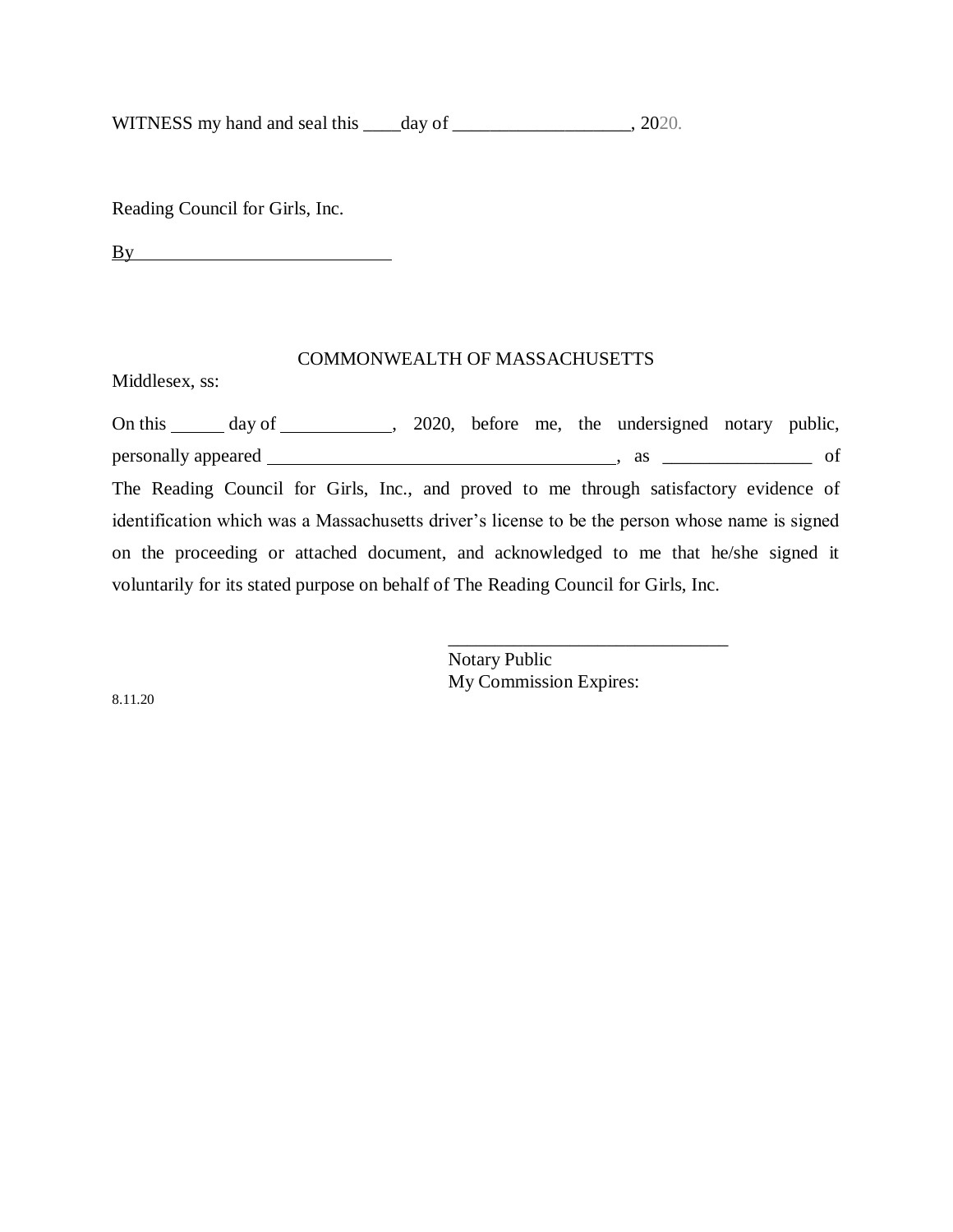WITNESS my hand and seal this ____day of ___________________, 2020.

Reading Council for Girls, Inc.

By___________________________

COMMONWEALTH OF MASSACHUSETTS

Middlesex, ss:

On this ______ day of ____________, 2020, before me, the undersigned notary public, personally appeared ______________________________________, as ________________ of The Reading Council for Girls, Inc., and proved to me through satisfactory evidence of identification which was a Massachusetts driver's license to be the person whose name is signed on the proceeding or attached document, and acknowledged to me that he/she signed it voluntarily for its stated purpose on behalf of The Reading Council for Girls, Inc.

______________________________
Notary Public
My Commission Expires:

8.11.20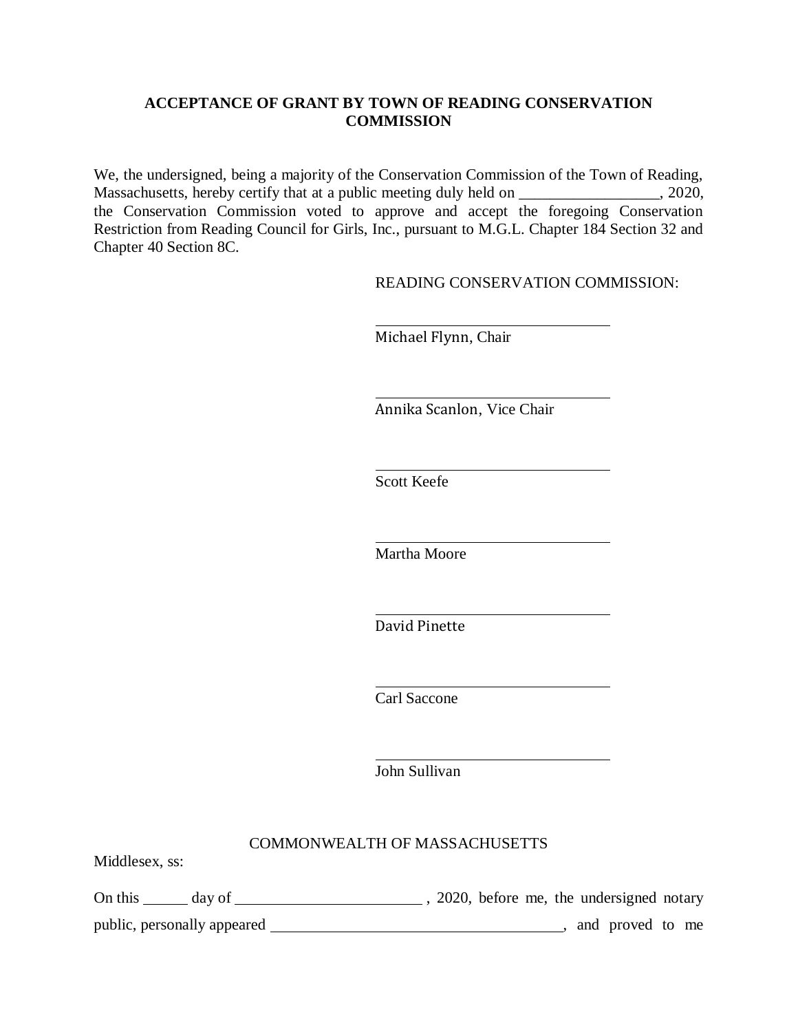**ACCEPTANCE OF GRANT BY TOWN OF READING CONSERVATION COMMISSION**

We, the undersigned, being a majority of the Conservation Commission of the Town of Reading, Massachusetts, hereby certify that at a public meeting duly held on __________________, 2020, the Conservation Commission voted to approve and accept the foregoing Conservation Restriction from Reading Council for Girls, Inc., pursuant to M.G.L. Chapter 184 Section 32 and Chapter 40 Section 8C.

READING CONSERVATION COMMISSION:

________________________________
Michael Flynn, Chair

________________________________
Annika Scanlon, Vice Chair

________________________________
Scott Keefe

________________________________
Martha Moore

________________________________
David Pinette

________________________________
Carl Saccone

________________________________
John Sullivan

COMMONWEALTH OF MASSACHUSETTS

Middlesex, ss:

On this ______ day of ________________________ , 2020, before me, the undersigned notary public, personally appeared ______________________________________, and proved to me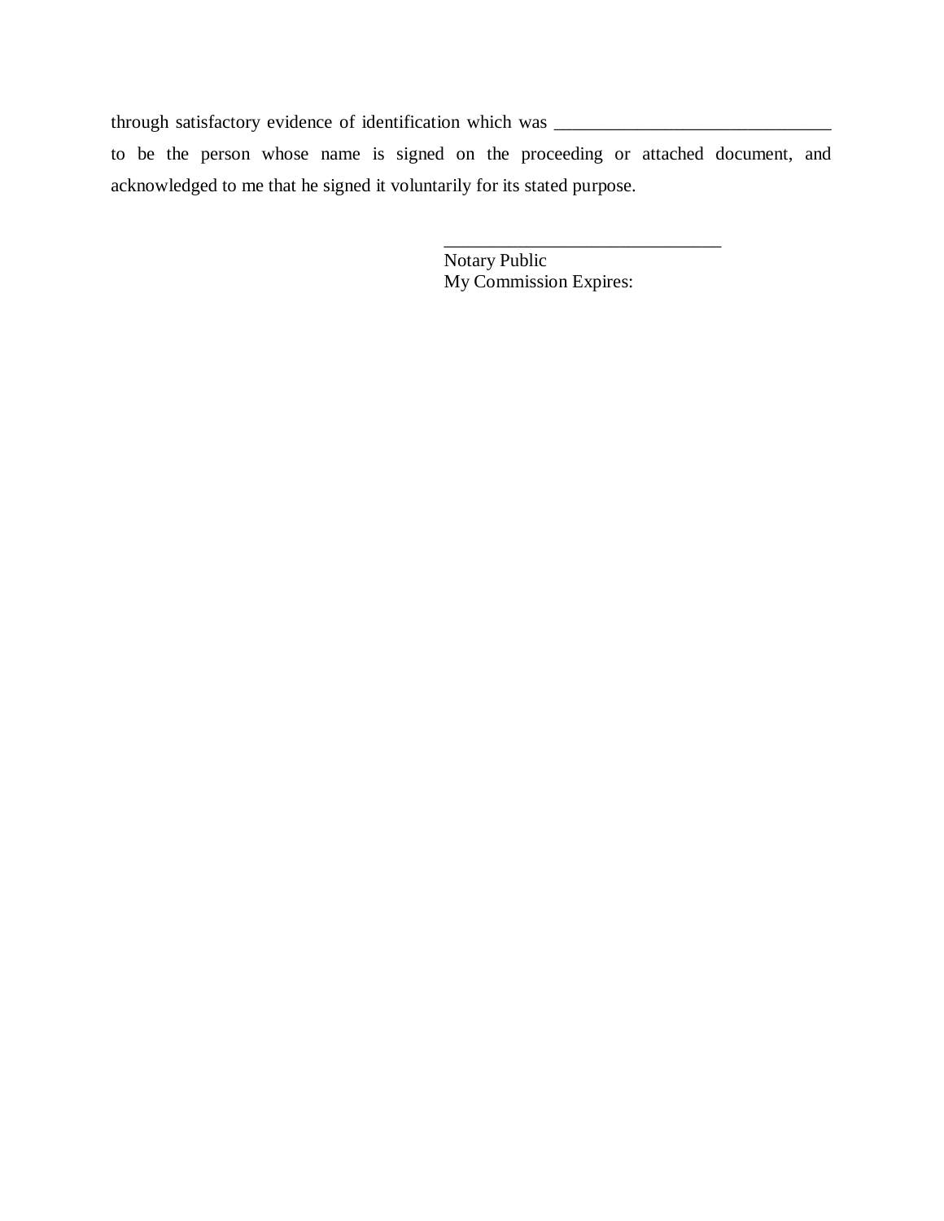through satisfactory evidence of identification which was ______________________________ to be the person whose name is signed on the proceeding or attached document, and acknowledged to me that he signed it voluntarily for its stated purpose.

______________________________
Notary Public
My Commission Expires: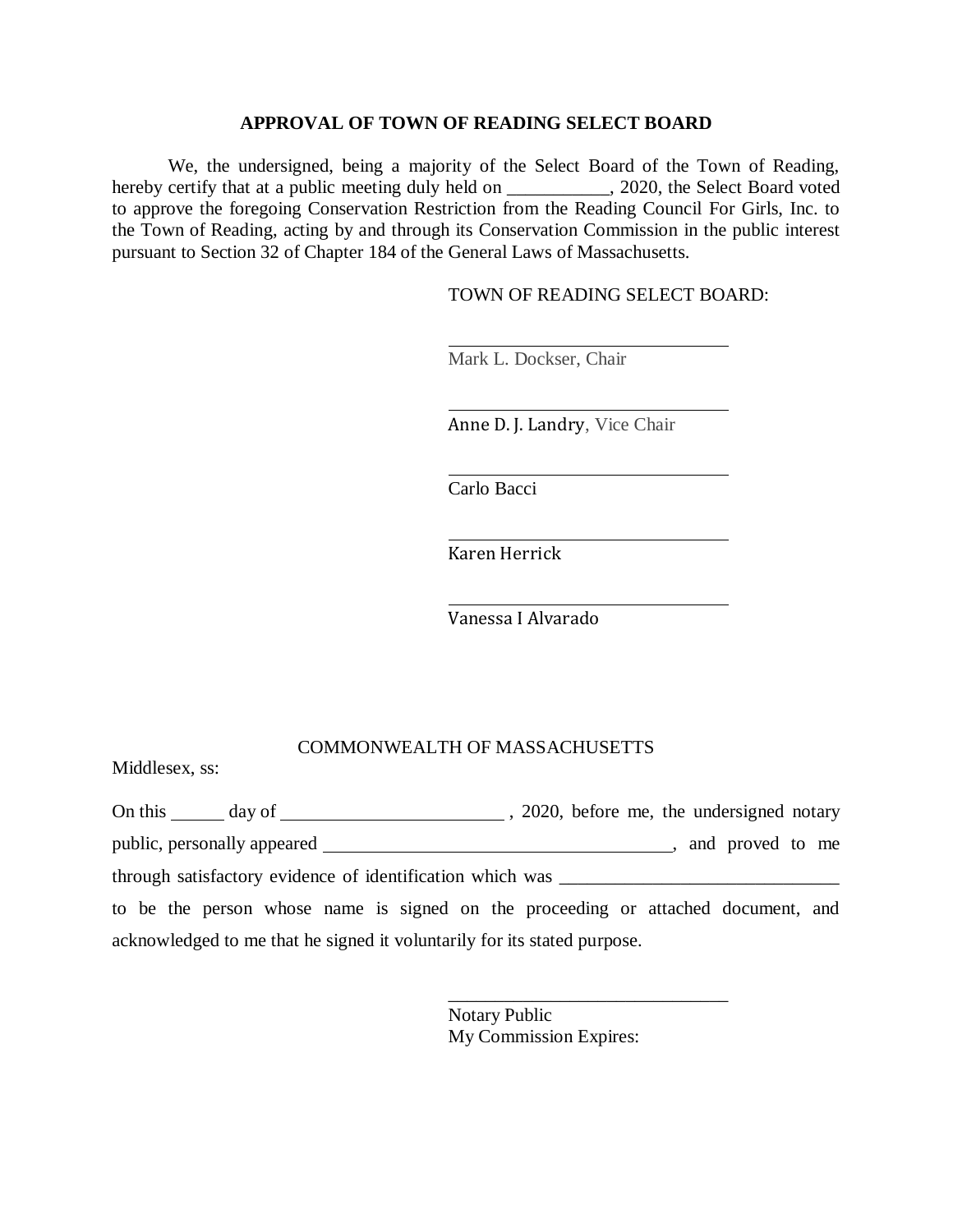## APPROVAL OF TOWN OF READING SELECT BOARD

We, the undersigned, being a majority of the Select Board of the Town of Reading, hereby certify that at a public meeting duly held on ___________, 2020, the Select Board voted to approve the foregoing Conservation Restriction from the Reading Council For Girls, Inc. to the Town of Reading, acting by and through its Conservation Commission in the public interest pursuant to Section 32 of Chapter 184 of the General Laws of Massachusetts.

TOWN OF READING SELECT BOARD:

\_\_\_\_\_\_\_\_\_\_\_\_\_\_\_\_\_\_\_\_\_\_\_\_\_\_\_\_\_\_\_\_
Mark L. Dockser, Chair

\_\_\_\_\_\_\_\_\_\_\_\_\_\_\_\_\_\_\_\_\_\_\_\_\_\_\_\_\_\_\_\_
Anne D. J. Landry, Vice Chair

\_\_\_\_\_\_\_\_\_\_\_\_\_\_\_\_\_\_\_\_\_\_\_\_\_\_\_\_\_\_\_\_
Carlo Bacci

\_\_\_\_\_\_\_\_\_\_\_\_\_\_\_\_\_\_\_\_\_\_\_\_\_\_\_\_\_\_\_\_
Karen Herrick

\_\_\_\_\_\_\_\_\_\_\_\_\_\_\_\_\_\_\_\_\_\_\_\_\_\_\_\_\_\_\_\_
Vanessa I Alvarado

COMMONWEALTH OF MASSACHUSETTS

Middlesex, ss:

On this ______ day of ________________________ , 2020, before me, the undersigned notary public, personally appeared ____________________________________, and proved to me through satisfactory evidence of identification which was ______________________________ to be the person whose name is signed on the proceeding or attached document, and acknowledged to me that he signed it voluntarily for its stated purpose.

\_\_\_\_\_\_\_\_\_\_\_\_\_\_\_\_\_\_\_\_\_\_\_\_\_\_\_\_\_\_\_\_
Notary Public
My Commission Expires: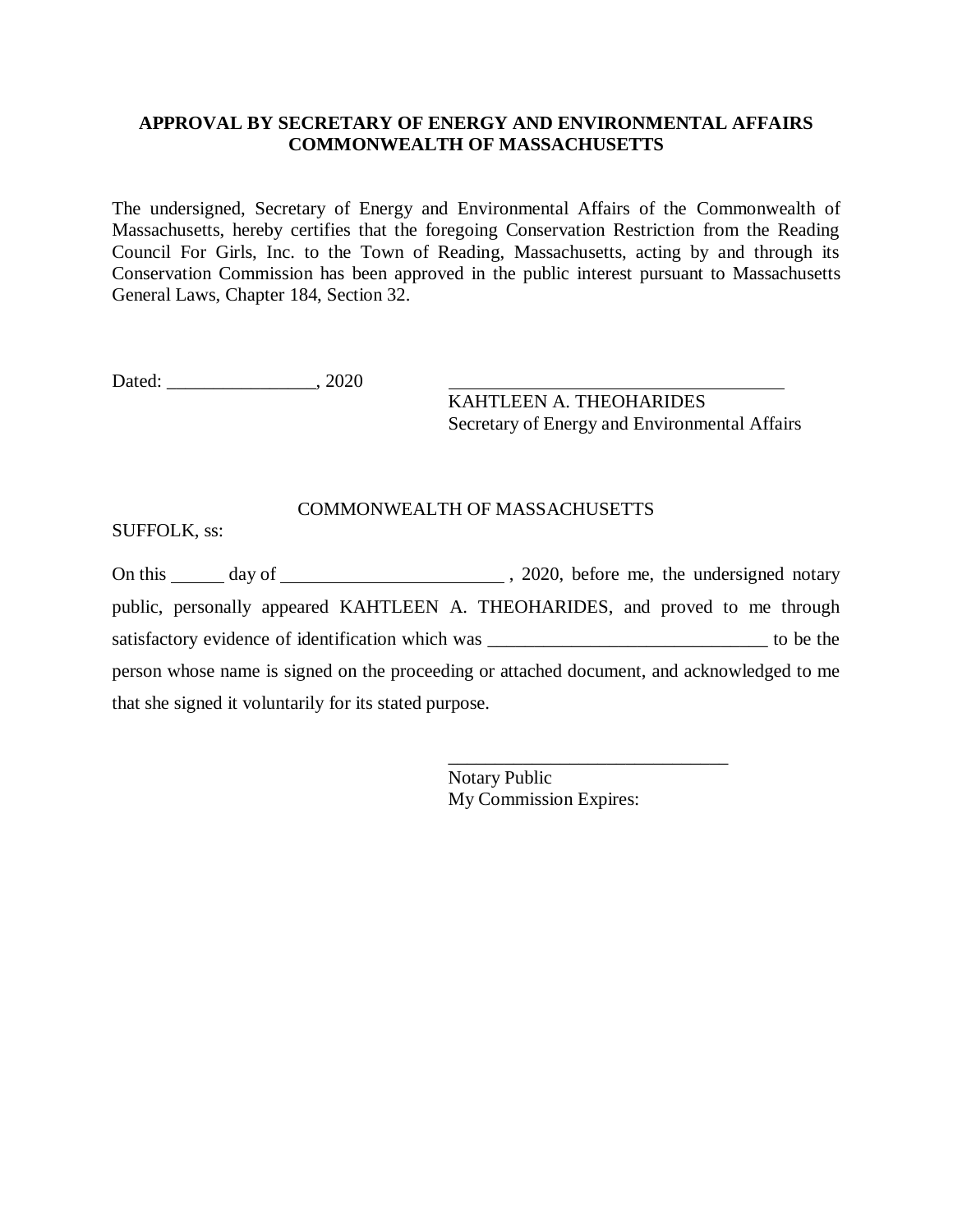**APPROVAL BY SECRETARY OF ENERGY AND ENVIRONMENTAL AFFAIRS**
**COMMONWEALTH OF MASSACHUSETTS**

The undersigned, Secretary of Energy and Environmental Affairs of the Commonwealth of Massachusetts, hereby certifies that the foregoing Conservation Restriction from the Reading Council For Girls, Inc. to the Town of Reading, Massachusetts, acting by and through its Conservation Commission has been approved in the public interest pursuant to Massachusetts General Laws, Chapter 184, Section 32.

Dated: ________________, 2020

_____________________________________
KAHTLEEN A. THEOHARIDES
Secretary of Energy and Environmental Affairs

COMMONWEALTH OF MASSACHUSETTS

SUFFOLK, ss:

On this ______ day of ________________________ , 2020, before me, the undersigned notary public, personally appeared KAHTLEEN A. THEOHARIDES, and proved to me through satisfactory evidence of identification which was ______________________________ to be the person whose name is signed on the proceeding or attached document, and acknowledged to me that she signed it voluntarily for its stated purpose.

______________________________
Notary Public
My Commission Expires: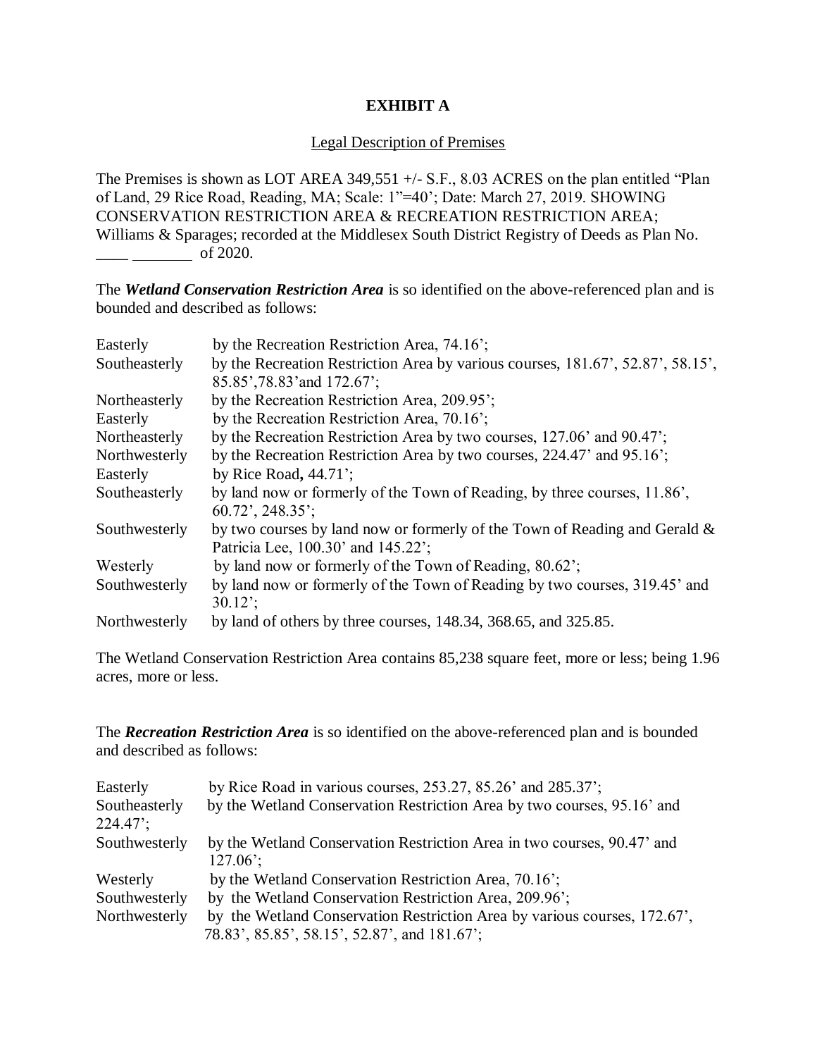**EXHIBIT A**

Legal Description of Premises

The Premises is shown as LOT AREA 349,551 +/- S.F., 8.03 ACRES on the plan entitled "Plan of Land, 29 Rice Road, Reading, MA; Scale: 1"=40'; Date: March 27, 2019. SHOWING CONSERVATION RESTRICTION AREA & RECREATION RESTRICTION AREA; Williams & Sparages; recorded at the Middlesex South District Registry of Deeds as Plan No. ____ ________ of 2020.

The ***Wetland Conservation Restriction Area*** is so identified on the above-referenced plan and is bounded and described as follows:

| | |
|---|---|
| Easterly | by the Recreation Restriction Area, 74.16'; |
| Southeasterly | by the Recreation Restriction Area by various courses, 181.67', 52.87', 58.15', 85.85',78.83'and 172.67'; |
| Northeasterly | by the Recreation Restriction Area, 209.95'; |
| Easterly | by the Recreation Restriction Area, 70.16'; |
| Northeasterly | by the Recreation Restriction Area by two courses, 127.06' and 90.47'; |
| Northwesterly | by the Recreation Restriction Area by two courses, 224.47' and 95.16'; |
| Easterly | by Rice Road**,** 44.71'; |
| Southeasterly | by land now or formerly of the Town of Reading, by three courses, 11.86', 60.72', 248.35'; |
| Southwesterly | by two courses by land now or formerly of the Town of Reading and Gerald & Patricia Lee, 100.30' and 145.22'; |
| Westerly | by land now or formerly of the Town of Reading, 80.62'; |
| Southwesterly | by land now or formerly of the Town of Reading by two courses, 319.45' and 30.12'; |
| Northwesterly | by land of others by three courses, 148.34, 368.65, and 325.85. |

The Wetland Conservation Restriction Area contains 85,238 square feet, more or less; being 1.96 acres, more or less.

The ***Recreation Restriction Area*** is so identified on the above-referenced plan and is bounded and described as follows:

| | |
|---|---|
| Easterly | by Rice Road in various courses, 253.27, 85.26' and 285.37'; |
| Southeasterly | by the Wetland Conservation Restriction Area by two courses, 95.16' and 224.47'; |
| Southwesterly | by the Wetland Conservation Restriction Area in two courses, 90.47' and 127.06'; |
| Westerly | by the Wetland Conservation Restriction Area, 70.16'; |
| Southwesterly | by the Wetland Conservation Restriction Area, 209.96'; |
| Northwesterly | by the Wetland Conservation Restriction Area by various courses, 172.67', 78.83', 85.85', 58.15', 52.87', and 181.67'; |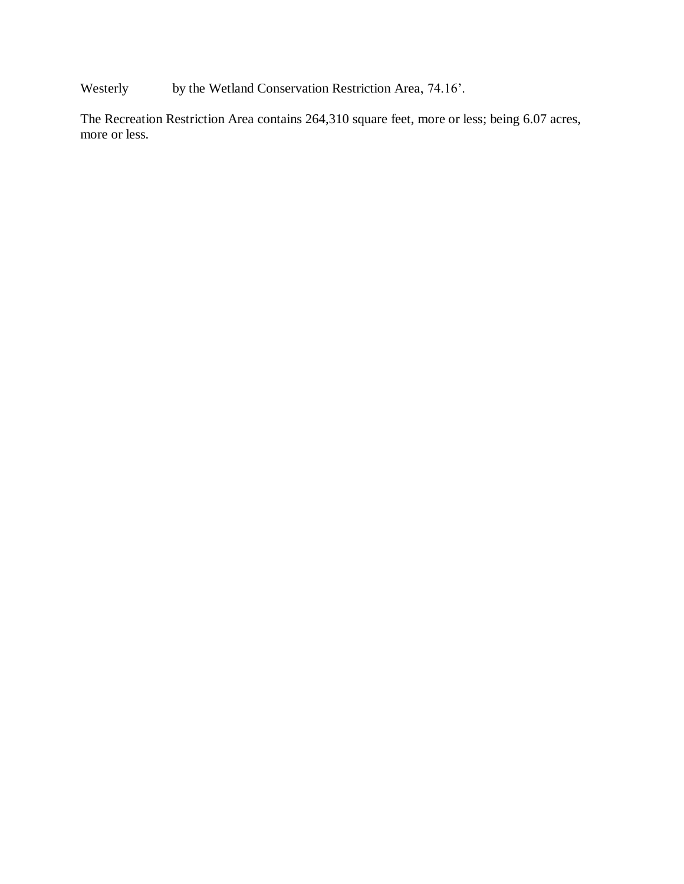Westerly by the Wetland Conservation Restriction Area, 74.16'.

The Recreation Restriction Area contains 264,310 square feet, more or less; being 6.07 acres, more or less.